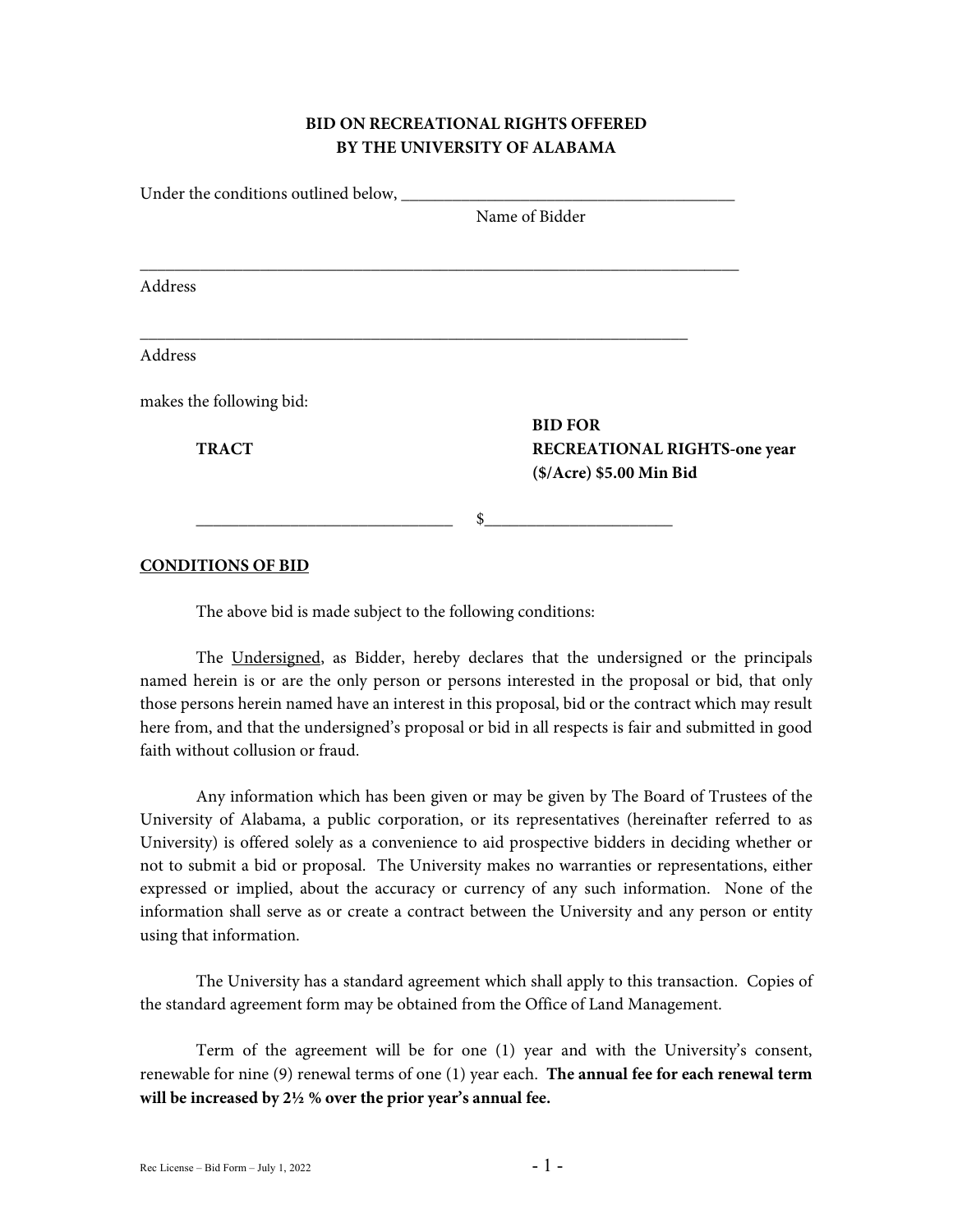**BID ON RECREATIONAL RIGHTS OFFERED**
**BY THE UNIVERSITY OF ALABAMA**

Under the conditions outlined below, ________________________________________
Name of Bidder

___________________________________________________________________________
Address

_____________________________________________________________________
Address

makes the following bid:

| **TRACT** | **BID FOR RECREATIONAL RIGHTS-one year ($/Acre) $5.00 Min Bid** |
|---|---|
| ______________________________ | $______________________ |

**CONDITIONS OF BID**

The above bid is made subject to the following conditions:

The Undersigned, as Bidder, hereby declares that the undersigned or the principals named herein is or are the only person or persons interested in the proposal or bid, that only those persons herein named have an interest in this proposal, bid or the contract which may result here from, and that the undersigned's proposal or bid in all respects is fair and submitted in good faith without collusion or fraud.

Any information which has been given or may be given by The Board of Trustees of the University of Alabama, a public corporation, or its representatives (hereinafter referred to as University) is offered solely as a convenience to aid prospective bidders in deciding whether or not to submit a bid or proposal. The University makes no warranties or representations, either expressed or implied, about the accuracy or currency of any such information. None of the information shall serve as or create a contract between the University and any person or entity using that information.

The University has a standard agreement which shall apply to this transaction. Copies of the standard agreement form may be obtained from the Office of Land Management.

Term of the agreement will be for one (1) year and with the University's consent, renewable for nine (9) renewal terms of one (1) year each. **The annual fee for each renewal term will be increased by 2½ % over the prior year's annual fee.**

Rec License – Bid Form – July 1, 2022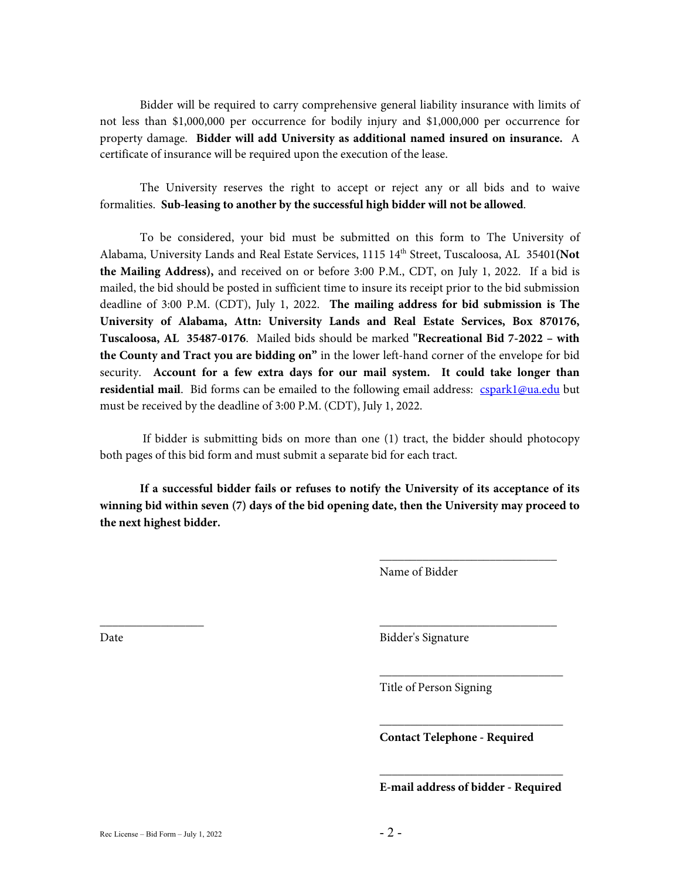Bidder will be required to carry comprehensive general liability insurance with limits of not less than $1,000,000 per occurrence for bodily injury and $1,000,000 per occurrence for property damage. **Bidder will add University as additional named insured on insurance.** A certificate of insurance will be required upon the execution of the lease.

The University reserves the right to accept or reject any or all bids and to waive formalities. **Sub-leasing to another by the successful high bidder will not be allowed**.

To be considered, your bid must be submitted on this form to The University of Alabama, University Lands and Real Estate Services, 1115 14th Street, Tuscaloosa, AL 35401**(Not the Mailing Address),** and received on or before 3:00 P.M., CDT, on July 1, 2022. If a bid is mailed, the bid should be posted in sufficient time to insure its receipt prior to the bid submission deadline of 3:00 P.M. (CDT), July 1, 2022. **The mailing address for bid submission is The University of Alabama, Attn: University Lands and Real Estate Services, Box 870176, Tuscaloosa, AL 35487-0176**. Mailed bids should be marked **"Recreational Bid 7-2022 – with the County and Tract you are bidding on"** in the lower left-hand corner of the envelope for bid security. **Account for a few extra days for our mail system. It could take longer than residential mail**. Bid forms can be emailed to the following email address: cspark1@ua.edu but must be received by the deadline of 3:00 P.M. (CDT), July 1, 2022.

If bidder is submitting bids on more than one (1) tract, the bidder should photocopy both pages of this bid form and must submit a separate bid for each tract.

**If a successful bidder fails or refuses to notify the University of its acceptance of its winning bid within seven (7) days of the bid opening date, then the University may proceed to the next highest bidder.**

\_\_\_\_\_\_\_\_\_\_\_\_\_\_\_\_\_\_\_\_\_\_\_\_\_\_\_\_\_\_
Name of Bidder

\_\_\_\_\_\_\_\_\_\_\_\_\_\_\_\_\_\_
Date

\_\_\_\_\_\_\_\_\_\_\_\_\_\_\_\_\_\_\_\_\_\_\_\_\_\_\_\_\_\_
Bidder's Signature

\_\_\_\_\_\_\_\_\_\_\_\_\_\_\_\_\_\_\_\_\_\_\_\_\_\_\_\_\_\_
Title of Person Signing

\_\_\_\_\_\_\_\_\_\_\_\_\_\_\_\_\_\_\_\_\_\_\_\_\_\_\_\_\_\_
**Contact Telephone - Required**

\_\_\_\_\_\_\_\_\_\_\_\_\_\_\_\_\_\_\_\_\_\_\_\_\_\_\_\_\_\_
**E-mail address of bidder - Required**